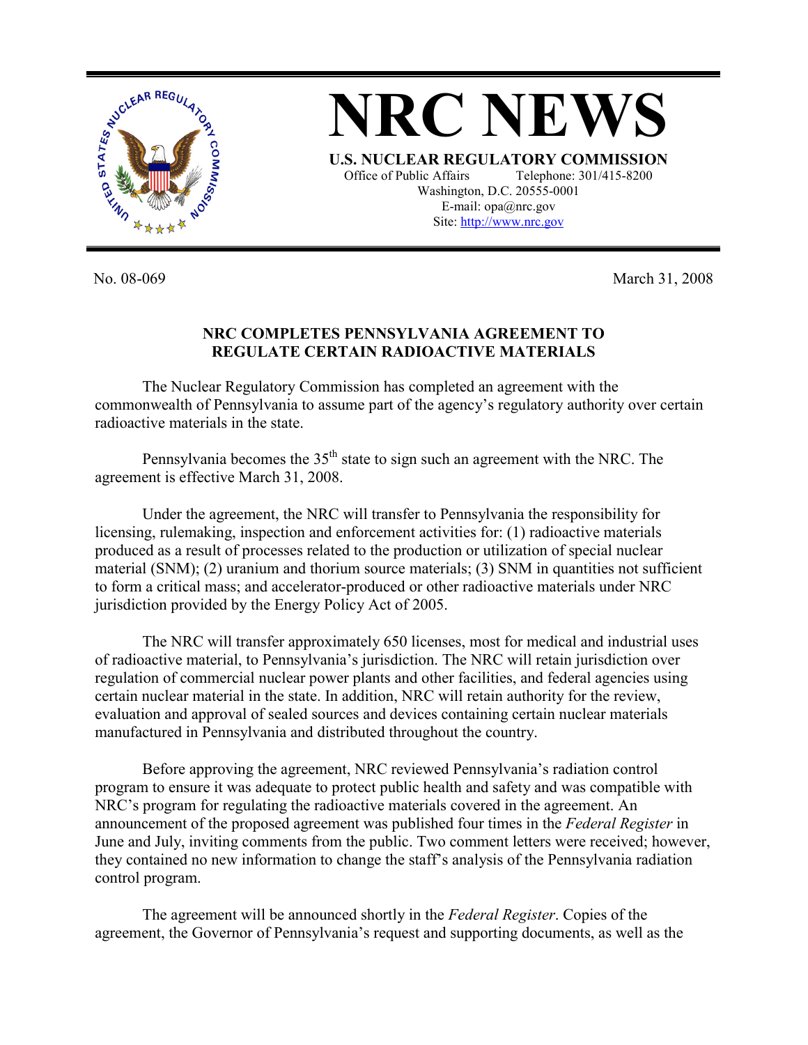# NRC NEWS

**U.S. NUCLEAR REGULATORY COMMISSION**

Office of Public Affairs Telephone: 301/415-8200
Washington, D.C. 20555-0001
E-mail: opa@nrc.gov
Site: http://www.nrc.gov

No. 08-069 March 31, 2008

## NRC COMPLETES PENNSYLVANIA AGREEMENT TO REGULATE CERTAIN RADIOACTIVE MATERIALS

The Nuclear Regulatory Commission has completed an agreement with the commonwealth of Pennsylvania to assume part of the agency's regulatory authority over certain radioactive materials in the state.

Pennsylvania becomes the 35th state to sign such an agreement with the NRC. The agreement is effective March 31, 2008.

Under the agreement, the NRC will transfer to Pennsylvania the responsibility for licensing, rulemaking, inspection and enforcement activities for: (1) radioactive materials produced as a result of processes related to the production or utilization of special nuclear material (SNM); (2) uranium and thorium source materials; (3) SNM in quantities not sufficient to form a critical mass; and accelerator-produced or other radioactive materials under NRC jurisdiction provided by the Energy Policy Act of 2005.

The NRC will transfer approximately 650 licenses, most for medical and industrial uses of radioactive material, to Pennsylvania's jurisdiction. The NRC will retain jurisdiction over regulation of commercial nuclear power plants and other facilities, and federal agencies using certain nuclear material in the state. In addition, NRC will retain authority for the review, evaluation and approval of sealed sources and devices containing certain nuclear materials manufactured in Pennsylvania and distributed throughout the country.

Before approving the agreement, NRC reviewed Pennsylvania's radiation control program to ensure it was adequate to protect public health and safety and was compatible with NRC's program for regulating the radioactive materials covered in the agreement. An announcement of the proposed agreement was published four times in the *Federal Register* in June and July, inviting comments from the public. Two comment letters were received; however, they contained no new information to change the staff's analysis of the Pennsylvania radiation control program.

The agreement will be announced shortly in the *Federal Register*. Copies of the agreement, the Governor of Pennsylvania's request and supporting documents, as well as the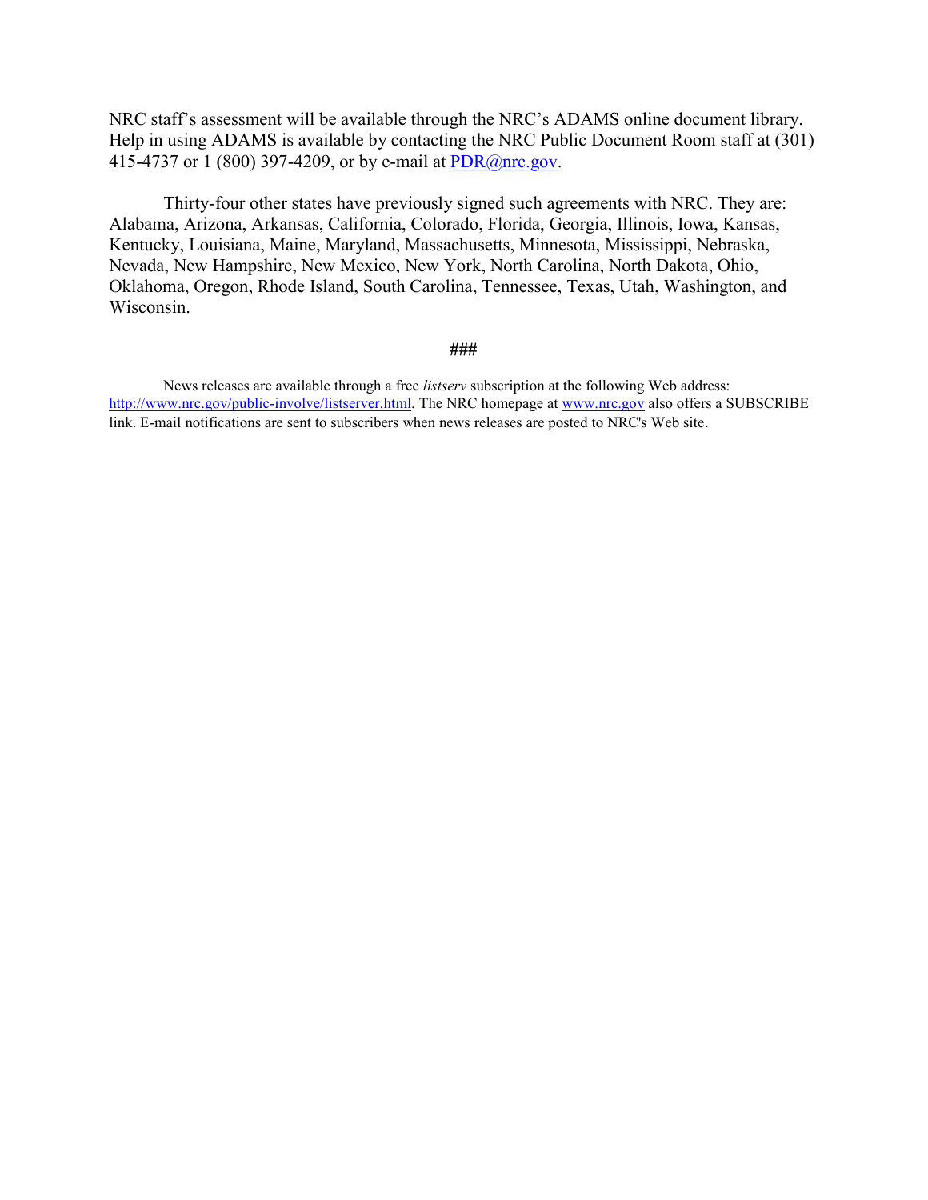NRC staff's assessment will be available through the NRC's ADAMS online document library. Help in using ADAMS is available by contacting the NRC Public Document Room staff at (301) 415-4737 or 1 (800) 397-4209, or by e-mail at PDR@nrc.gov.

Thirty-four other states have previously signed such agreements with NRC. They are: Alabama, Arizona, Arkansas, California, Colorado, Florida, Georgia, Illinois, Iowa, Kansas, Kentucky, Louisiana, Maine, Maryland, Massachusetts, Minnesota, Mississippi, Nebraska, Nevada, New Hampshire, New Mexico, New York, North Carolina, North Dakota, Ohio, Oklahoma, Oregon, Rhode Island, South Carolina, Tennessee, Texas, Utah, Washington, and Wisconsin.

###

News releases are available through a free *listserv* subscription at the following Web address: http://www.nrc.gov/public-involve/listserver.html. The NRC homepage at www.nrc.gov also offers a SUBSCRIBE link. E-mail notifications are sent to subscribers when news releases are posted to NRC's Web site.